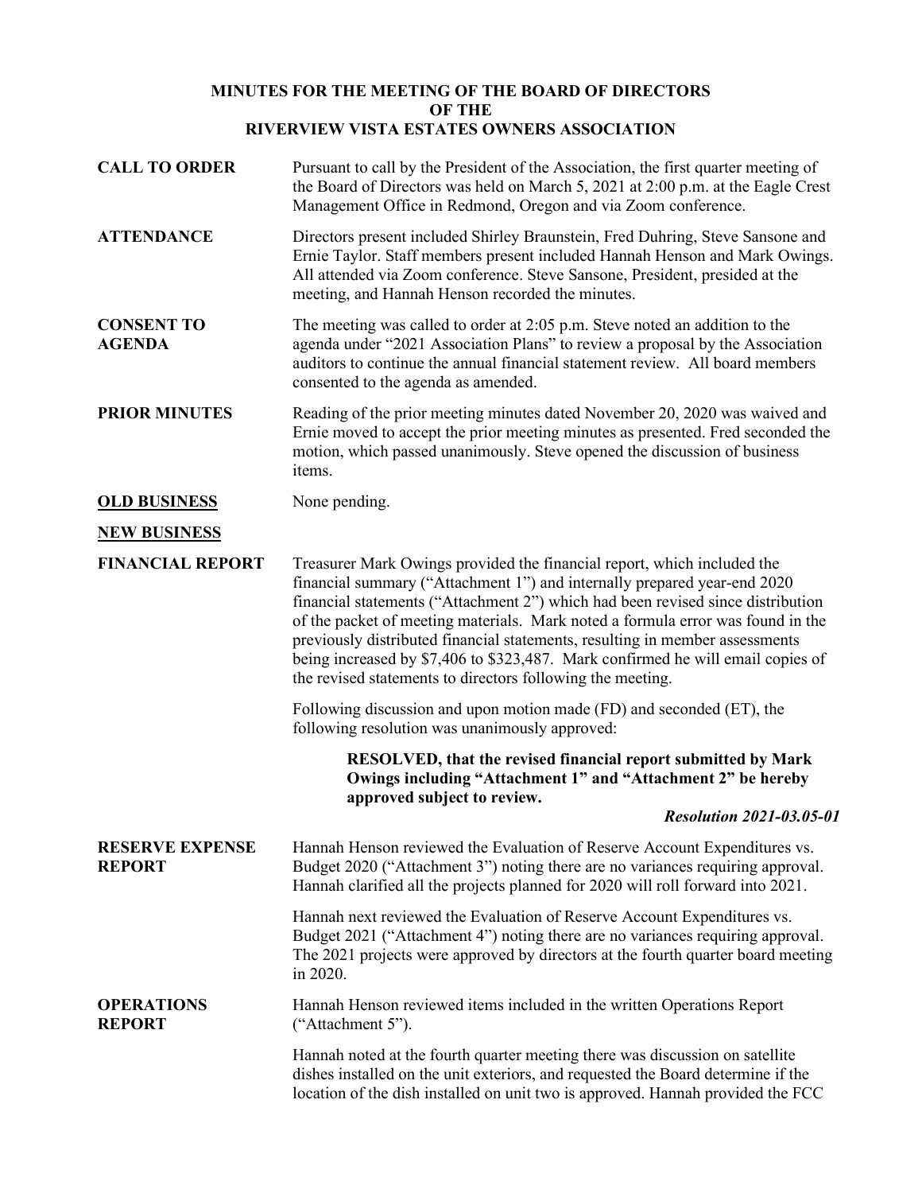# MINUTES FOR THE MEETING OF THE BOARD OF DIRECTORS
# OF THE
# RIVERVIEW VISTA ESTATES OWNERS ASSOCIATION

**CALL TO ORDER**

Pursuant to call by the President of the Association, the first quarter meeting of the Board of Directors was held on March 5, 2021 at 2:00 p.m. at the Eagle Crest Management Office in Redmond, Oregon and via Zoom conference.

**ATTENDANCE**

Directors present included Shirley Braunstein, Fred Duhring, Steve Sansone and Ernie Taylor. Staff members present included Hannah Henson and Mark Owings. All attended via Zoom conference. Steve Sansone, President, presided at the meeting, and Hannah Henson recorded the minutes.

**CONSENT TO AGENDA**

The meeting was called to order at 2:05 p.m. Steve noted an addition to the agenda under "2021 Association Plans" to review a proposal by the Association auditors to continue the annual financial statement review. All board members consented to the agenda as amended.

**PRIOR MINUTES**

Reading of the prior meeting minutes dated November 20, 2020 was waived and Ernie moved to accept the prior meeting minutes as presented. Fred seconded the motion, which passed unanimously. Steve opened the discussion of business items.

**OLD BUSINESS**

None pending.

**NEW BUSINESS**

**FINANCIAL REPORT**

Treasurer Mark Owings provided the financial report, which included the financial summary ("Attachment 1") and internally prepared year-end 2020 financial statements ("Attachment 2") which had been revised since distribution of the packet of meeting materials. Mark noted a formula error was found in the previously distributed financial statements, resulting in member assessments being increased by $7,406 to $323,487. Mark confirmed he will email copies of the revised statements to directors following the meeting.

Following discussion and upon motion made (FD) and seconded (ET), the following resolution was unanimously approved:

> **RESOLVED, that the revised financial report submitted by Mark Owings including "Attachment 1" and "Attachment 2" be hereby approved subject to review.**
>
> ***Resolution 2021-03.05-01***

**RESERVE EXPENSE REPORT**

Hannah Henson reviewed the Evaluation of Reserve Account Expenditures vs. Budget 2020 ("Attachment 3") noting there are no variances requiring approval. Hannah clarified all the projects planned for 2020 will roll forward into 2021.

Hannah next reviewed the Evaluation of Reserve Account Expenditures vs. Budget 2021 ("Attachment 4") noting there are no variances requiring approval. The 2021 projects were approved by directors at the fourth quarter board meeting in 2020.

**OPERATIONS REPORT**

Hannah Henson reviewed items included in the written Operations Report ("Attachment 5").

Hannah noted at the fourth quarter meeting there was discussion on satellite dishes installed on the unit exteriors, and requested the Board determine if the location of the dish installed on unit two is approved. Hannah provided the FCC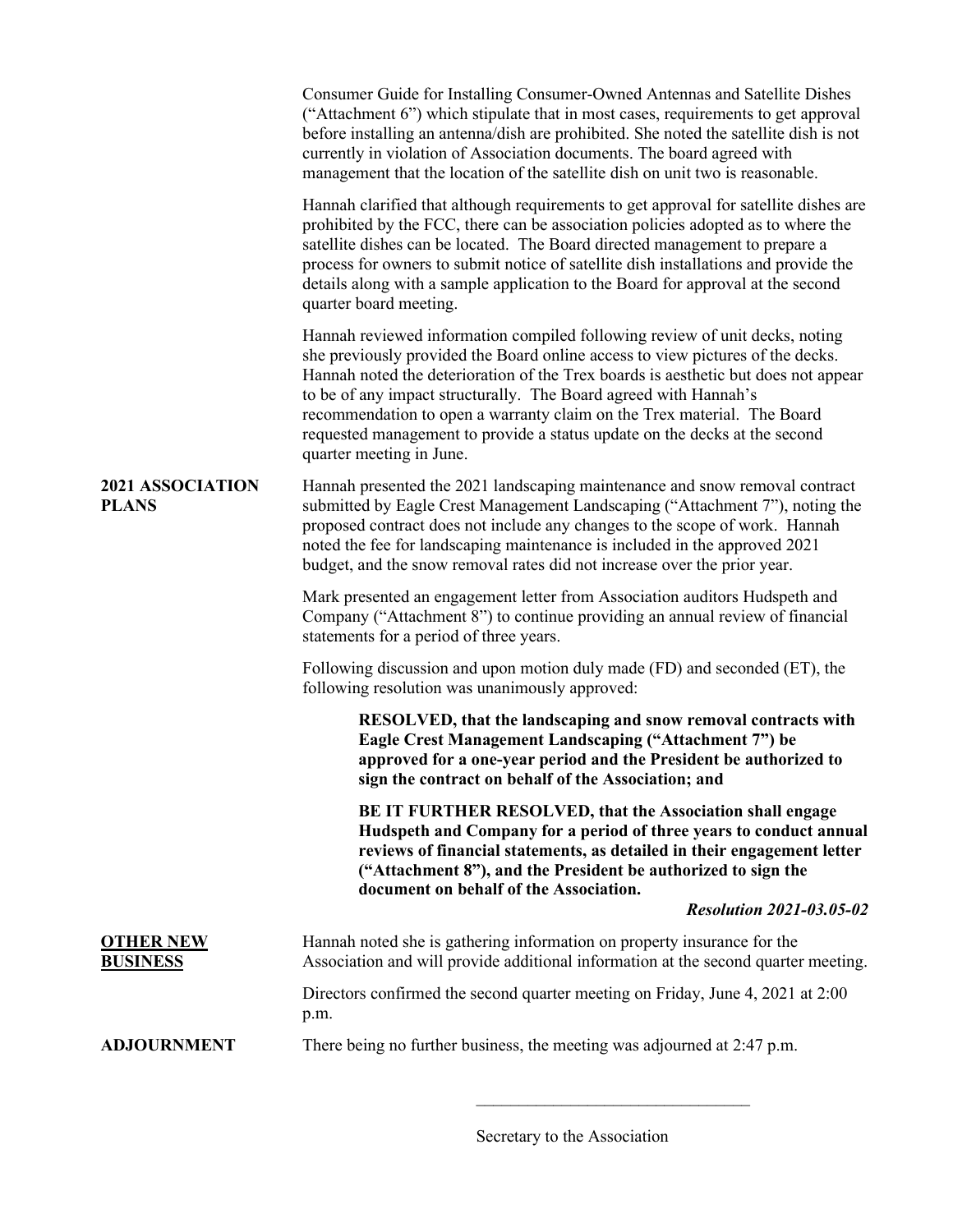Consumer Guide for Installing Consumer-Owned Antennas and Satellite Dishes ("Attachment 6") which stipulate that in most cases, requirements to get approval before installing an antenna/dish are prohibited. She noted the satellite dish is not currently in violation of Association documents. The board agreed with management that the location of the satellite dish on unit two is reasonable.

Hannah clarified that although requirements to get approval for satellite dishes are prohibited by the FCC, there can be association policies adopted as to where the satellite dishes can be located. The Board directed management to prepare a process for owners to submit notice of satellite dish installations and provide the details along with a sample application to the Board for approval at the second quarter board meeting.

Hannah reviewed information compiled following review of unit decks, noting she previously provided the Board online access to view pictures of the decks. Hannah noted the deterioration of the Trex boards is aesthetic but does not appear to be of any impact structurally. The Board agreed with Hannah's recommendation to open a warranty claim on the Trex material. The Board requested management to provide a status update on the decks at the second quarter meeting in June.

**2021 ASSOCIATION PLANS**

Hannah presented the 2021 landscaping maintenance and snow removal contract submitted by Eagle Crest Management Landscaping ("Attachment 7"), noting the proposed contract does not include any changes to the scope of work. Hannah noted the fee for landscaping maintenance is included in the approved 2021 budget, and the snow removal rates did not increase over the prior year.

Mark presented an engagement letter from Association auditors Hudspeth and Company ("Attachment 8") to continue providing an annual review of financial statements for a period of three years.

Following discussion and upon motion duly made (FD) and seconded (ET), the following resolution was unanimously approved:

> **RESOLVED, that the landscaping and snow removal contracts with Eagle Crest Management Landscaping ("Attachment 7") be approved for a one-year period and the President be authorized to sign the contract on behalf of the Association; and**
>
> **BE IT FURTHER RESOLVED, that the Association shall engage Hudspeth and Company for a period of three years to conduct annual reviews of financial statements, as detailed in their engagement letter ("Attachment 8"), and the President be authorized to sign the document on behalf of the Association.**
>
> ***Resolution 2021-03.05-02***

**OTHER NEW BUSINESS**

Hannah noted she is gathering information on property insurance for the Association and will provide additional information at the second quarter meeting.

Directors confirmed the second quarter meeting on Friday, June 4, 2021 at 2:00 p.m.

**ADJOURNMENT**

There being no further business, the meeting was adjourned at 2:47 p.m.

\_\_\_\_\_\_\_\_\_\_\_\_\_\_\_\_\_\_\_\_\_\_\_\_\_\_\_\_\_\_\_\_

Secretary to the Association